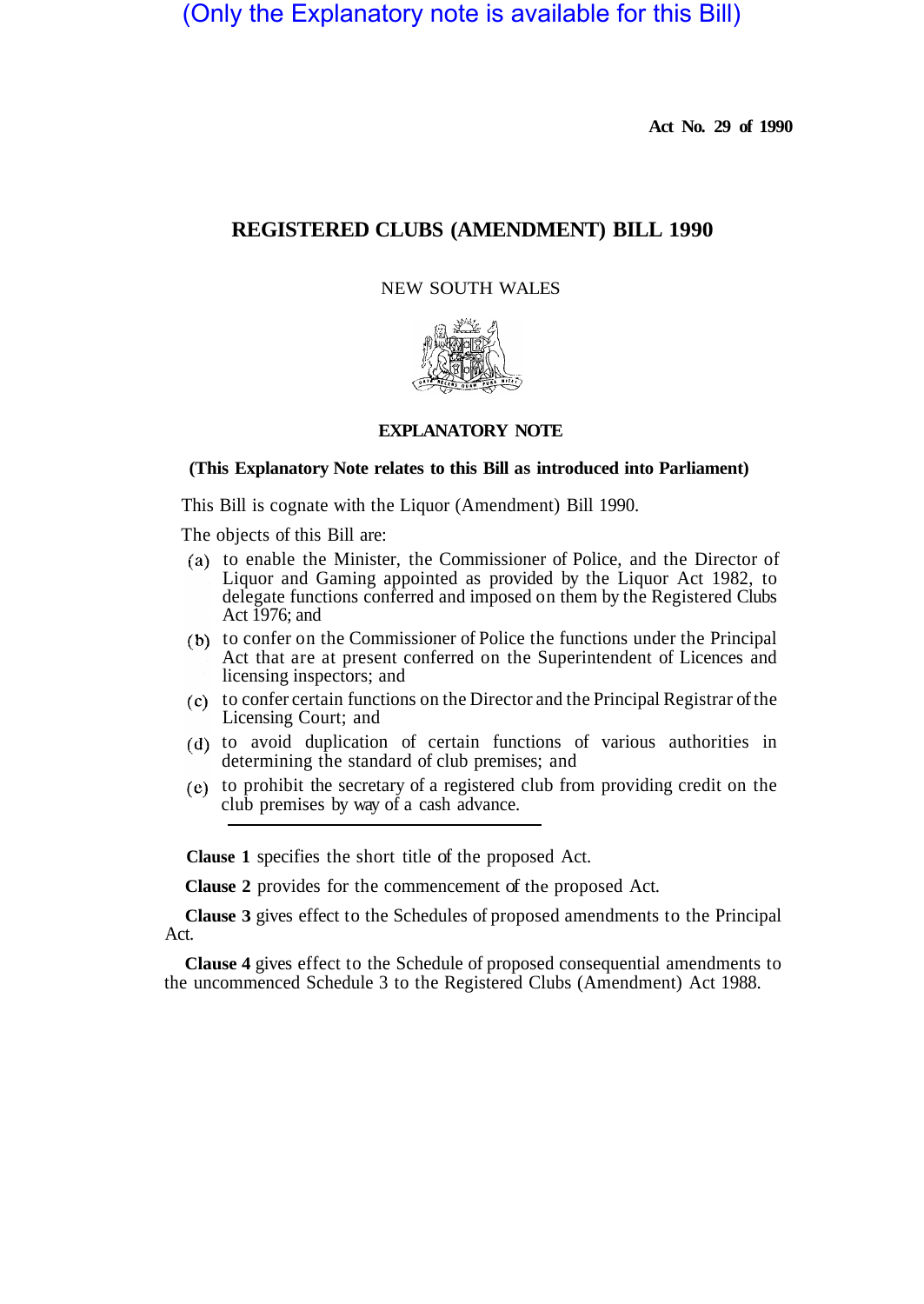(Only the Explanatory note is available for this Bill)

**Act No. 29 of 1990**

# REGISTERED CLUBS (AMENDMENT) BILL 1990

NEW SOUTH WALES

## EXPLANATORY NOTE

**(This Explanatory Note relates to this Bill as introduced into Parliament)**

This Bill is cognate with the Liquor (Amendment) Bill 1990.

The objects of this Bill are:

(a) to enable the Minister, the Commissioner of Police, and the Director of Liquor and Gaming appointed as provided by the Liquor Act 1982, to delegate functions conferred and imposed on them by the Registered Clubs Act 1976; and

(b) to confer on the Commissioner of Police the functions under the Principal Act that are at present conferred on the Superintendent of Licences and licensing inspectors; and

(c) to confer certain functions on the Director and the Principal Registrar of the Licensing Court; and

(d) to avoid duplication of certain functions of various authorities in determining the standard of club premises; and

(e) to prohibit the secretary of a registered club from providing credit on the club premises by way of a cash advance.

---

**Clause 1** specifies the short title of the proposed Act.

**Clause 2** provides for the commencement of the proposed Act.

**Clause 3** gives effect to the Schedules of proposed amendments to the Principal Act.

**Clause 4** gives effect to the Schedule of proposed consequential amendments to the uncommenced Schedule 3 to the Registered Clubs (Amendment) Act 1988.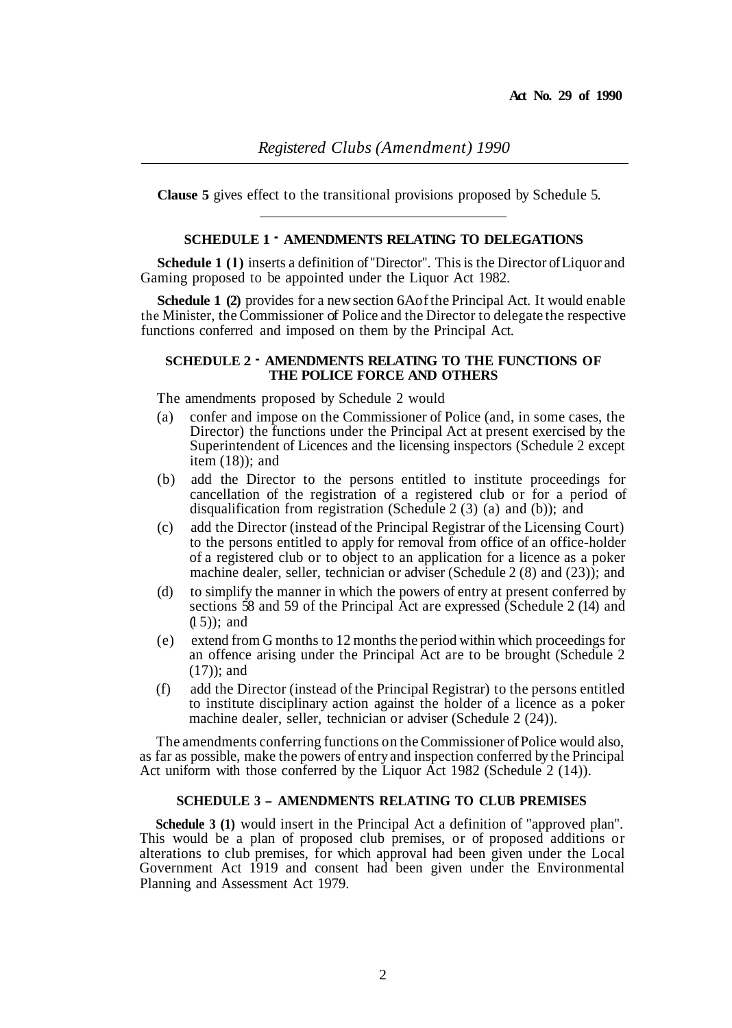**Clause 5** gives effect to the transitional provisions proposed by Schedule 5.

---

### SCHEDULE 1 - AMENDMENTS RELATING TO DELEGATIONS

**Schedule 1 (l)** inserts a definition of "Director". This is the Director of Liquor and Gaming proposed to be appointed under the Liquor Act 1982.

**Schedule 1 (2)** provides for a new section 6A of the Principal Act. It would enable the Minister, the Commissioner of Police and the Director to delegate the respective functions conferred and imposed on them by the Principal Act.

### SCHEDULE 2 - AMENDMENTS RELATING TO THE FUNCTIONS OF THE POLICE FORCE AND OTHERS

The amendments proposed by Schedule 2 would

- (a) confer and impose on the Commissioner of Police (and, in some cases, the Director) the functions under the Principal Act at present exercised by the Superintendent of Licences and the licensing inspectors (Schedule 2 except item (18)); and
- (b) add the Director to the persons entitled to institute proceedings for cancellation of the registration of a registered club or for a period of disqualification from registration (Schedule 2 (3) (a) and (b)); and
- (c) add the Director (instead of the Principal Registrar of the Licensing Court) to the persons entitled to apply for removal from office of an office-holder of a registered club or to object to an application for a licence as a poker machine dealer, seller, technician or adviser (Schedule 2 (8) and (23)); and
- (d) to simplify the manner in which the powers of entry at present conferred by sections 58 and 59 of the Principal Act are expressed (Schedule 2 (14) and (15)); and
- (e) extend from G months to 12 months the period within which proceedings for an offence arising under the Principal Act are to be brought (Schedule 2 (17)); and
- (f) add the Director (instead of the Principal Registrar) to the persons entitled to institute disciplinary action against the holder of a licence as a poker machine dealer, seller, technician or adviser (Schedule 2 (24)).

The amendments conferring functions on the Commissioner of Police would also, as far as possible, make the powers of entry and inspection conferred by the Principal Act uniform with those conferred by the Liquor Act 1982 (Schedule 2 (14)).

### SCHEDULE 3 – AMENDMENTS RELATING TO CLUB PREMISES

**Schedule 3 (1)** would insert in the Principal Act a definition of "approved plan". This would be a plan of proposed club premises, or of proposed additions or alterations to club premises, for which approval had been given under the Local Government Act 1919 and consent had been given under the Environmental Planning and Assessment Act 1979.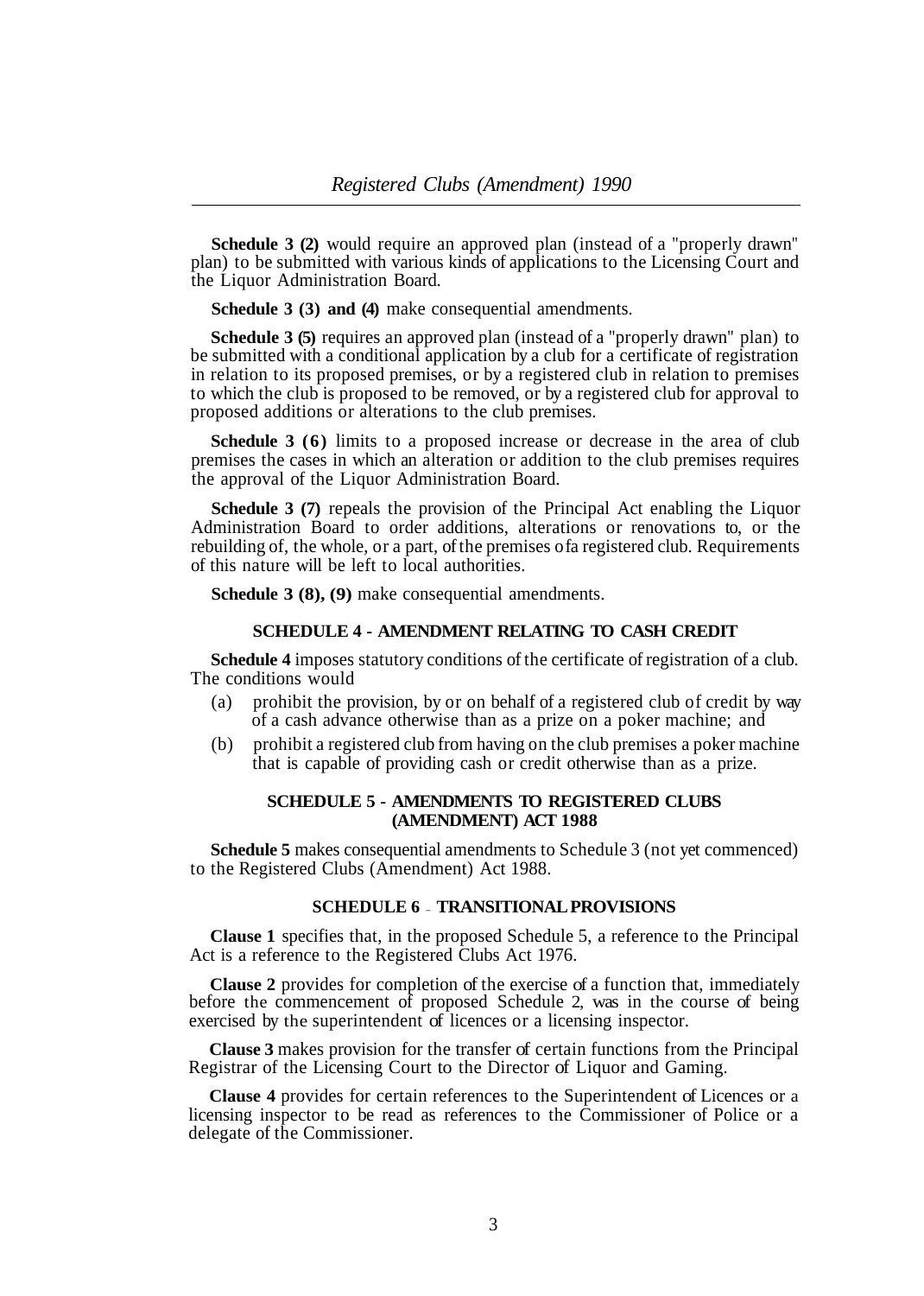**Schedule 3 (2)** would require an approved plan (instead of a "properly drawn" plan) to be submitted with various kinds of applications to the Licensing Court and the Liquor Administration Board.

**Schedule 3 (3) and (4)** make consequential amendments.

**Schedule 3 (5)** requires an approved plan (instead of a "properly drawn" plan) to be submitted with a conditional application by a club for a certificate of registration in relation to its proposed premises, or by a registered club in relation to premises to which the club is proposed to be removed, or by a registered club for approval to proposed additions or alterations to the club premises.

**Schedule 3 (6)** limits to a proposed increase or decrease in the area of club premises the cases in which an alteration or addition to the club premises requires the approval of the Liquor Administration Board.

**Schedule 3 (7)** repeals the provision of the Principal Act enabling the Liquor Administration Board to order additions, alterations or renovations to, or the rebuilding of, the whole, or a part, of the premises of a registered club. Requirements of this nature will be left to local authorities.

**Schedule 3 (8), (9)** make consequential amendments.

### SCHEDULE 4 - AMENDMENT RELATING TO CASH CREDIT

**Schedule 4** imposes statutory conditions of the certificate of registration of a club. The conditions would

(a) prohibit the provision, by or on behalf of a registered club of credit by way of a cash advance otherwise than as a prize on a poker machine; and

(b) prohibit a registered club from having on the club premises a poker machine that is capable of providing cash or credit otherwise than as a prize.

### SCHEDULE 5 - AMENDMENTS TO REGISTERED CLUBS (AMENDMENT) ACT 1988

**Schedule 5** makes consequential amendments to Schedule 3 (not yet commenced) to the Registered Clubs (Amendment) Act 1988.

### SCHEDULE 6 - TRANSITIONAL PROVISIONS

**Clause 1** specifies that, in the proposed Schedule 5, a reference to the Principal Act is a reference to the Registered Clubs Act 1976.

**Clause 2** provides for completion of the exercise of a function that, immediately before the commencement of proposed Schedule 2, was in the course of being exercised by the superintendent of licences or a licensing inspector.

**Clause 3** makes provision for the transfer of certain functions from the Principal Registrar of the Licensing Court to the Director of Liquor and Gaming.

**Clause 4** provides for certain references to the Superintendent of Licences or a licensing inspector to be read as references to the Commissioner of Police or a delegate of the Commissioner.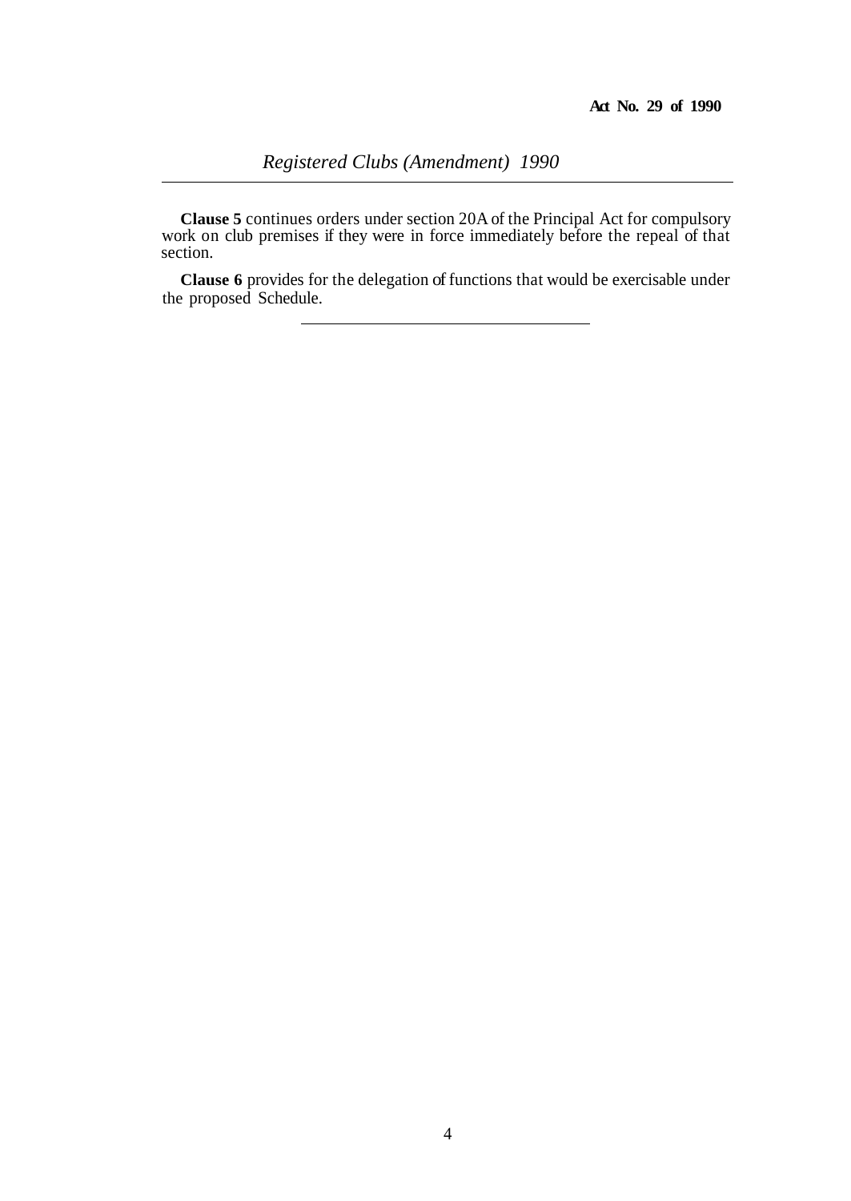**Clause 5** continues orders under section 20A of the Principal Act for compulsory work on club premises if they were in force immediately before the repeal of that section.

**Clause 6** provides for the delegation of functions that would be exercisable under the proposed Schedule.

---